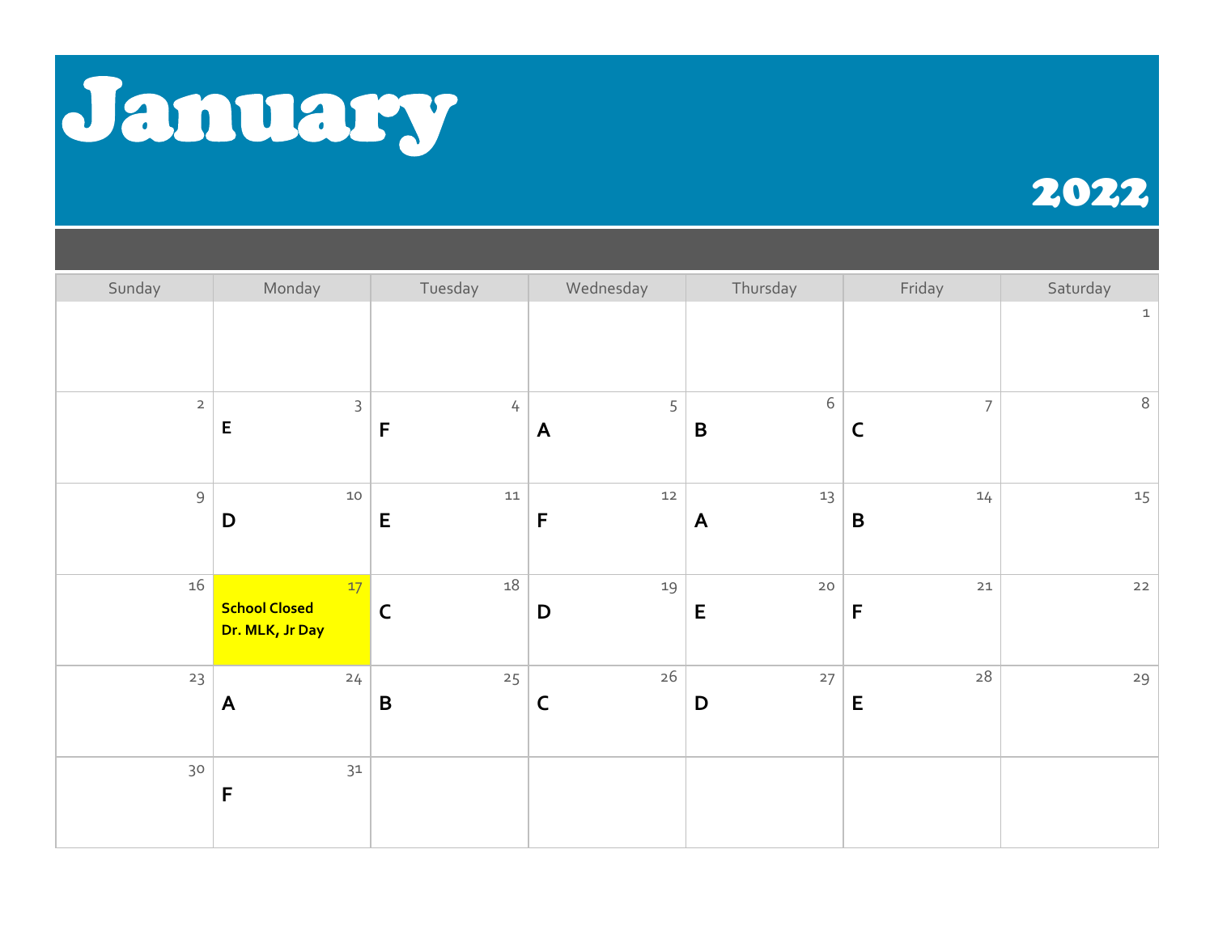# January

## 2022

| Sunday | Monday | Tuesday | Wednesday | Thursday | Friday | Saturday |
|---|---|---|---|---|---|---|
| | | | | | | 1 |
| 2 | 3 **E** | 4 **F** | 5 **A** | 6 **B** | 7 **C** | 8 |
| 9 | 10 **D** | 11 **E** | 12 **F** | 13 **A** | 14 **B** | 15 |
| 16 | 17 **School Closed Dr. MLK, Jr Day** | 18 **C** | 19 **D** | 20 **E** | 21 **F** | 22 |
| 23 | 24 **A** | 25 **B** | 26 **C** | 27 **D** | 28 **E** | 29 |
| 30 | 31 **F** | | | | | |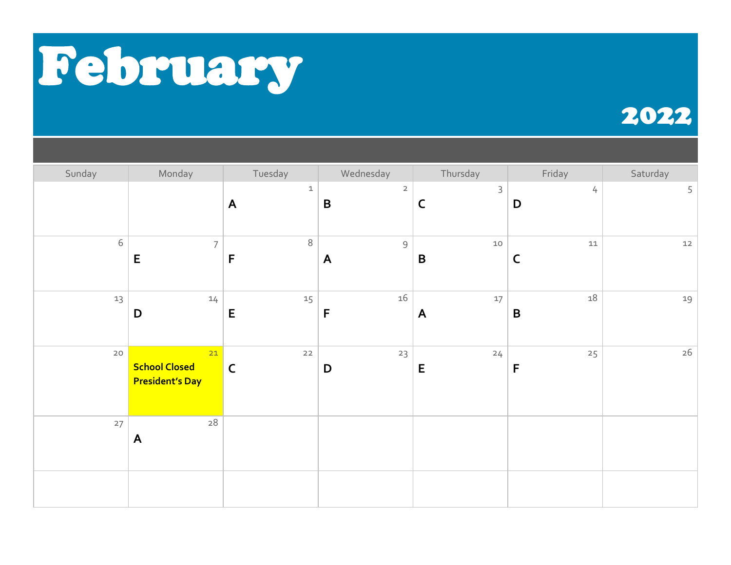# February

## 2022

| Sunday | Monday | Tuesday | Wednesday | Thursday | Friday | Saturday |
|---|---|---|---|---|---|---|
| | | 1 A | 2 B | 3 C | 4 D | 5 |
| 6 | 7 E | 8 F | 9 A | 10 B | 11 C | 12 |
| 13 | 14 D | 15 E | 16 F | 17 A | 18 B | 19 |
| 20 | 21 **School Closed President's Day** | 22 C | 23 D | 24 E | 25 F | 26 |
| 27 | 28 A | | | | | |
| | | | | | | |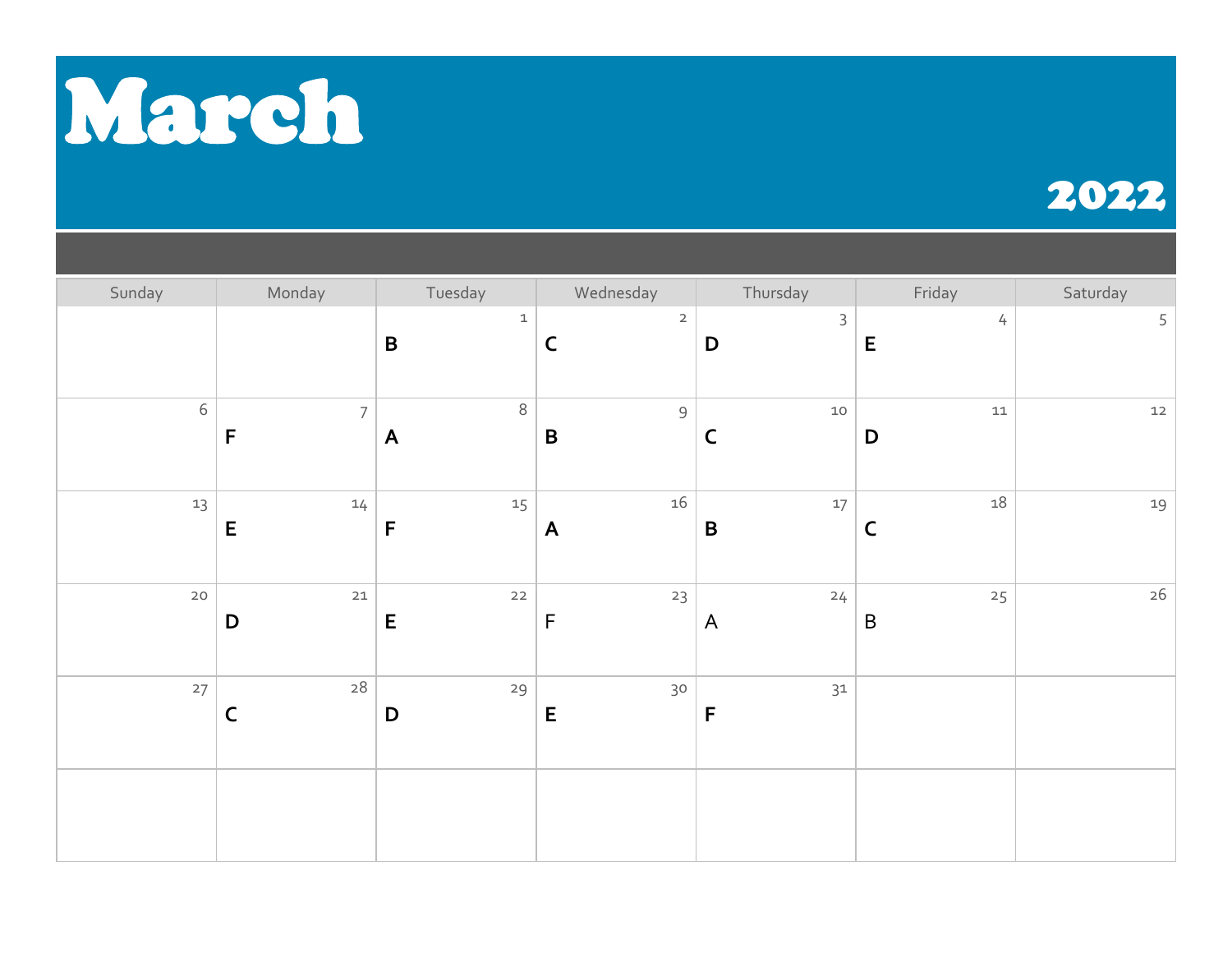# March

## 2022

| Sunday | Monday | Tuesday | Wednesday | Thursday | Friday | Saturday |
| --- | --- | --- | --- | --- | --- | --- |
| | | 1 **B** | 2 **C** | 3 **D** | 4 **E** | 5 |
| 6 | 7 **F** | 8 **A** | 9 **B** | 10 **C** | 11 **D** | 12 |
| 13 | 14 **E** | 15 **F** | 16 **A** | 17 **B** | 18 **C** | 19 |
| 20 | 21 **D** | 22 **E** | 23 F | 24 A | 25 B | 26 |
| 27 | 28 **C** | 29 **D** | 30 **E** | 31 **F** | | |
| | | | | | | |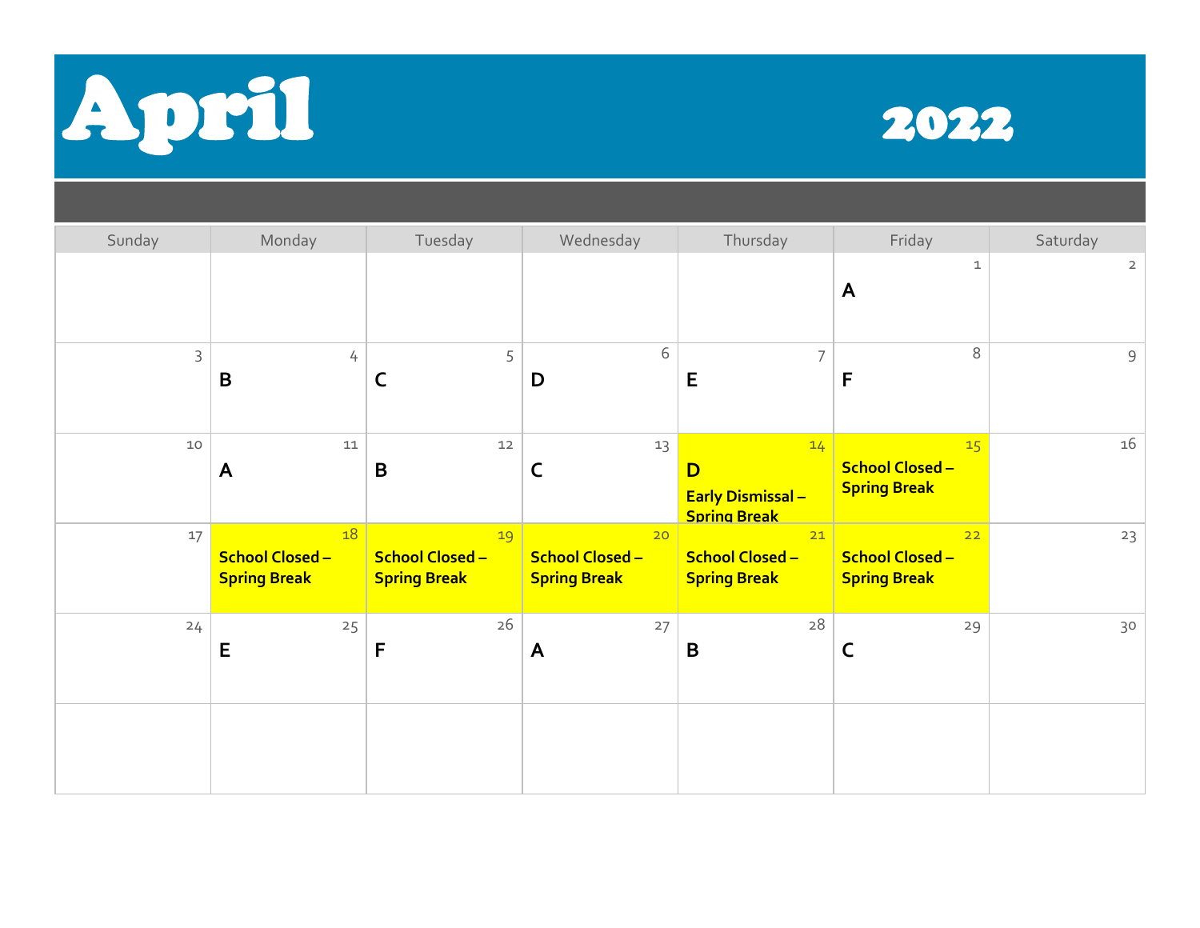# April 2022

| Sunday | Monday | Tuesday | Wednesday | Thursday | Friday | Saturday |
|---|---|---|---|---|---|---|
| | | | | | 1<br>**A** | 2 |
| 3 | 4<br>**B** | 5<br>**C** | 6<br>**D** | 7<br>**E** | 8<br>**F** | 9 |
| 10 | 11<br>**A** | 12<br>**B** | 13<br>**C** | 14<br>**D**<br>**Early Dismissal – Spring Break** | 15<br>**School Closed – Spring Break** | 16 |
| 17 | 18<br>**School Closed – Spring Break** | 19<br>**School Closed – Spring Break** | 20<br>**School Closed – Spring Break** | 21<br>**School Closed – Spring Break** | 22<br>**School Closed – Spring Break** | 23 |
| 24 | 25<br>**E** | 26<br>**F** | 27<br>**A** | 28<br>**B** | 29<br>**C** | 30 |
| | | | | | | |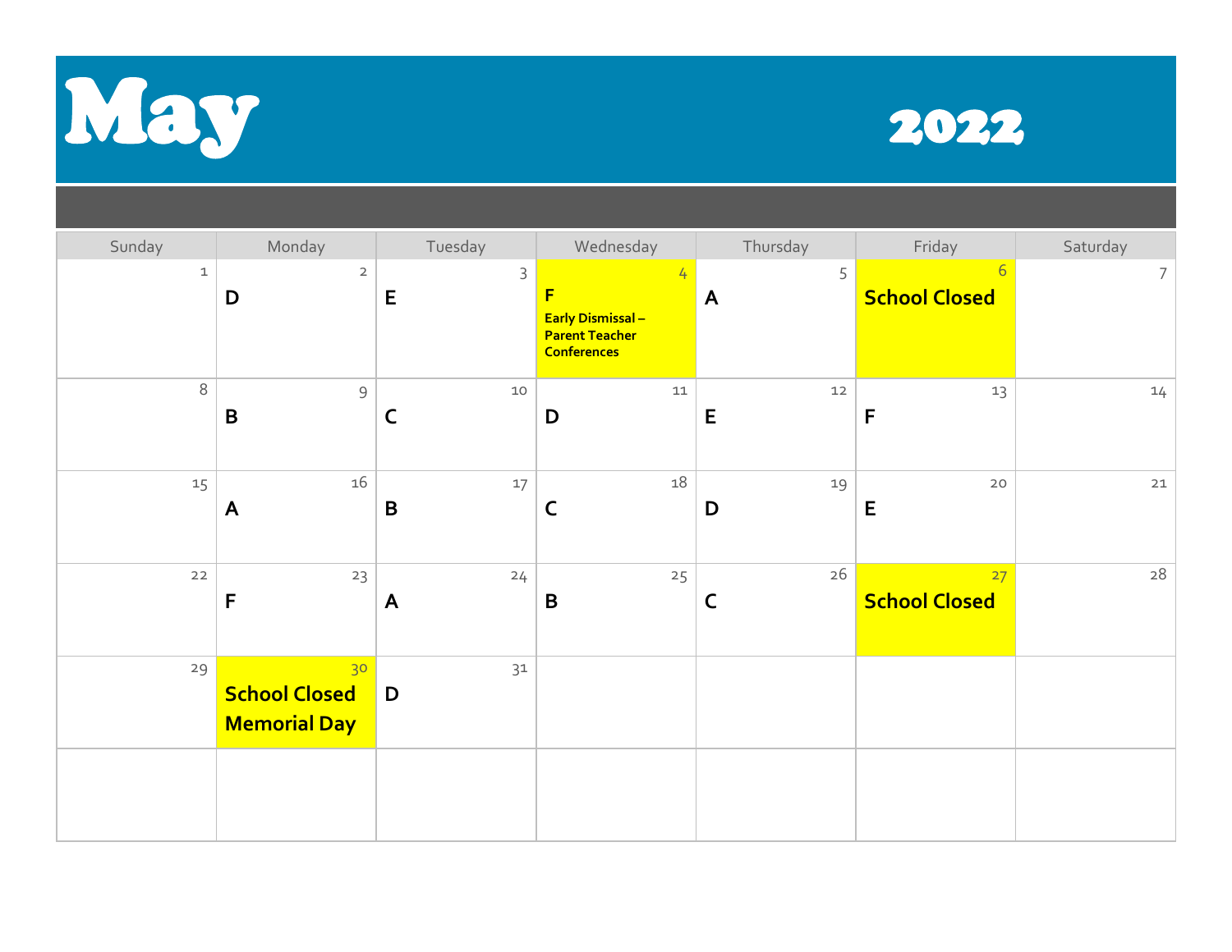# May 2022

| Sunday | Monday | Tuesday | Wednesday | Thursday | Friday | Saturday |
|---|---|---|---|---|---|---|
| 1 | 2<br>**D** | 3<br>**E** | 4<br>**F**<br>**Early Dismissal – Parent Teacher Conferences** | 5<br>**A** | 6<br>**School Closed** | 7 |
| 8 | 9<br>**B** | 10<br>**C** | 11<br>**D** | 12<br>**E** | 13<br>**F** | 14 |
| 15 | 16<br>**A** | 17<br>**B** | 18<br>**C** | 19<br>**D** | 20<br>**E** | 21 |
| 22 | 23<br>**F** | 24<br>**A** | 25<br>**B** | 26<br>**C** | 27<br>**School Closed** | 28 |
| 29 | 30<br>**School Closed Memorial Day** | 31<br>**D** | | | | |
| | | | | | | |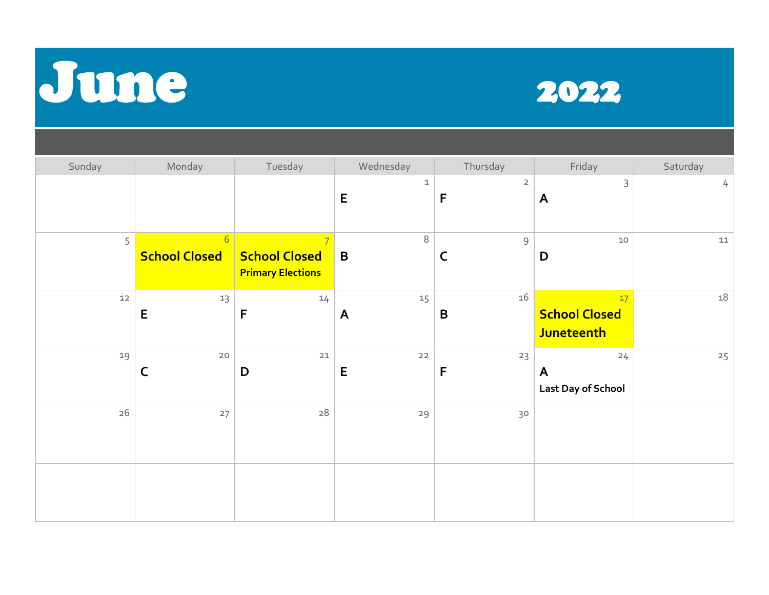# June 2022

| Sunday | Monday | Tuesday | Wednesday | Thursday | Friday | Saturday |
|---|---|---|---|---|---|---|
| | | | 1 **E** | 2 **F** | 3 **A** | 4 |
| 5 | 6 **School Closed** | 7 **School Closed** **Primary Elections** | 8 **B** | 9 **C** | 10 **D** | 11 |
| 12 | 13 **E** | 14 **F** | 15 **A** | 16 **B** | 17 **School Closed** **Juneteenth** | 18 |
| 19 | 20 **C** | 21 **D** | 22 **E** | 23 **F** | 24 **A** **Last Day of School** | 25 |
| 26 | 27 | 28 | 29 | 30 | | |
| | | | | | | |